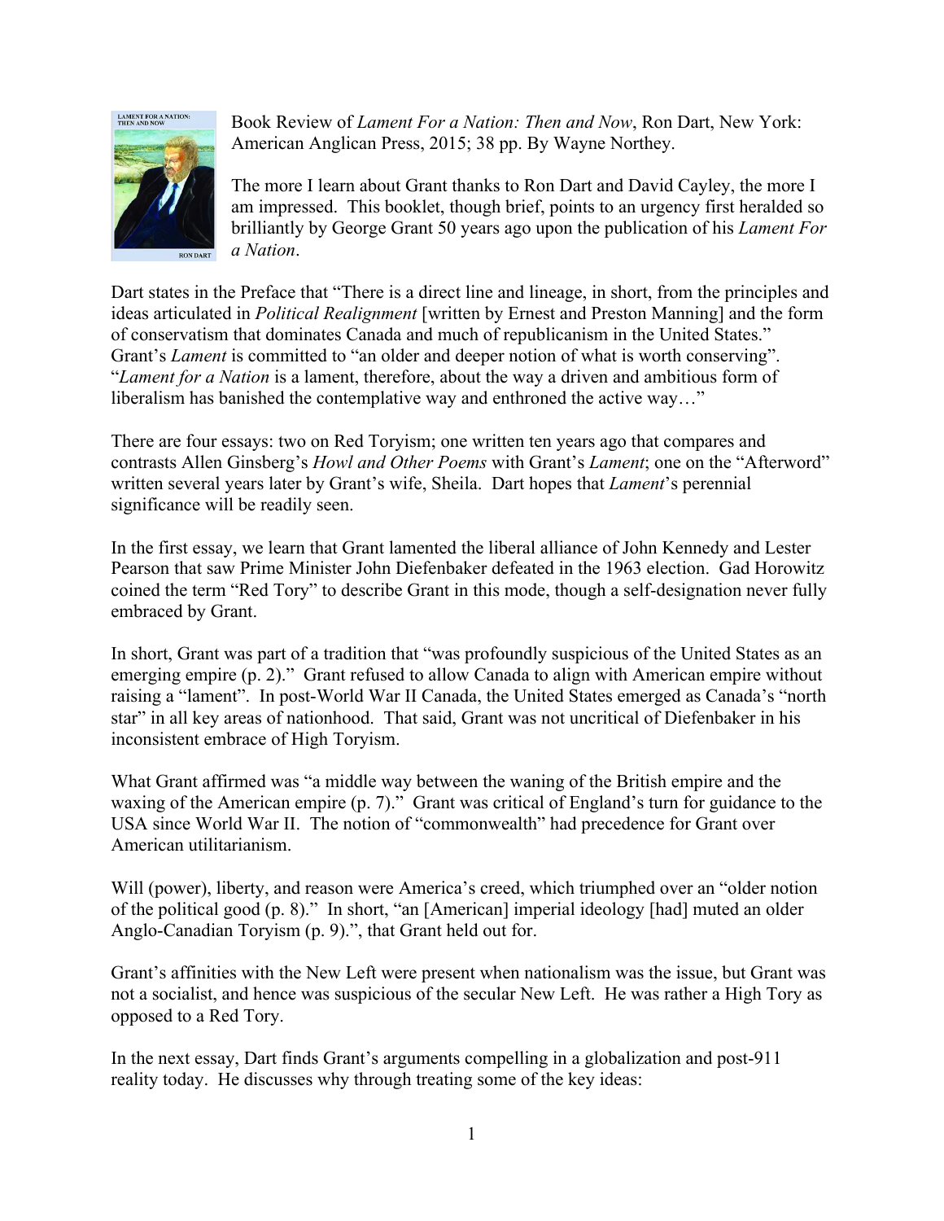Book Review of *Lament For a Nation: Then and Now*, Ron Dart, New York: American Anglican Press, 2015; 38 pp. By Wayne Northey.

The more I learn about Grant thanks to Ron Dart and David Cayley, the more I am impressed. This booklet, though brief, points to an urgency first heralded so brilliantly by George Grant 50 years ago upon the publication of his *Lament For a Nation*.

Dart states in the Preface that "There is a direct line and lineage, in short, from the principles and ideas articulated in *Political Realignment* [written by Ernest and Preston Manning] and the form of conservatism that dominates Canada and much of republicanism in the United States." Grant's *Lament* is committed to "an older and deeper notion of what is worth conserving". "*Lament for a Nation* is a lament, therefore, about the way a driven and ambitious form of liberalism has banished the contemplative way and enthroned the active way…"

There are four essays: two on Red Toryism; one written ten years ago that compares and contrasts Allen Ginsberg's *Howl and Other Poems* with Grant's *Lament*; one on the "Afterword" written several years later by Grant's wife, Sheila. Dart hopes that *Lament*'s perennial significance will be readily seen.

In the first essay, we learn that Grant lamented the liberal alliance of John Kennedy and Lester Pearson that saw Prime Minister John Diefenbaker defeated in the 1963 election. Gad Horowitz coined the term "Red Tory" to describe Grant in this mode, though a self-designation never fully embraced by Grant.

In short, Grant was part of a tradition that "was profoundly suspicious of the United States as an emerging empire (p. 2)." Grant refused to allow Canada to align with American empire without raising a "lament". In post-World War II Canada, the United States emerged as Canada's "north star" in all key areas of nationhood. That said, Grant was not uncritical of Diefenbaker in his inconsistent embrace of High Toryism.

What Grant affirmed was "a middle way between the waning of the British empire and the waxing of the American empire (p. 7)." Grant was critical of England's turn for guidance to the USA since World War II. The notion of "commonwealth" had precedence for Grant over American utilitarianism.

Will (power), liberty, and reason were America's creed, which triumphed over an "older notion of the political good (p. 8)." In short, "an [American] imperial ideology [had] muted an older Anglo-Canadian Toryism (p. 9).", that Grant held out for.

Grant's affinities with the New Left were present when nationalism was the issue, but Grant was not a socialist, and hence was suspicious of the secular New Left. He was rather a High Tory as opposed to a Red Tory.

In the next essay, Dart finds Grant's arguments compelling in a globalization and post-911 reality today. He discusses why through treating some of the key ideas: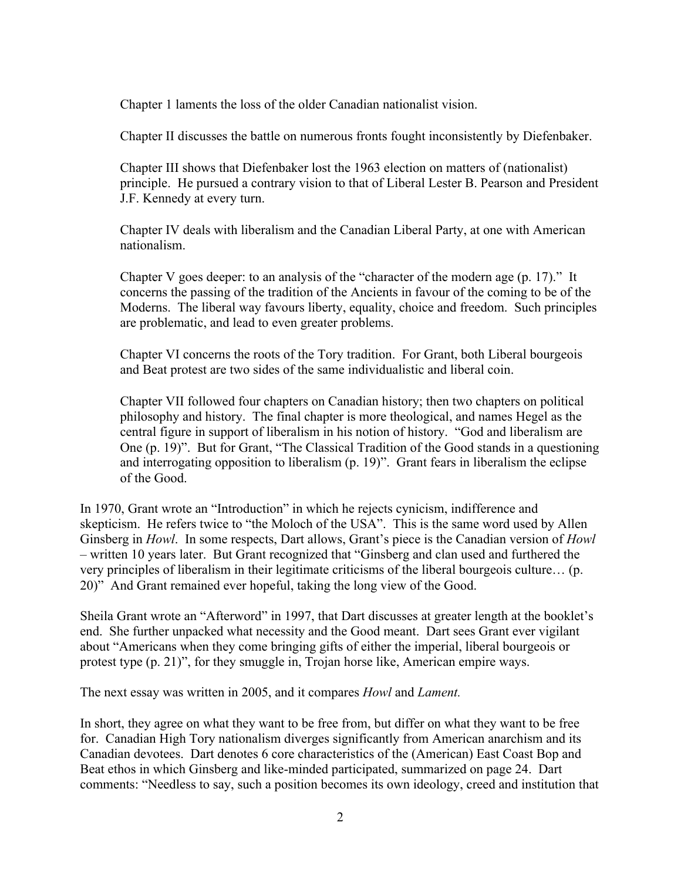> Chapter 1 laments the loss of the older Canadian nationalist vision.
>
> Chapter II discusses the battle on numerous fronts fought inconsistently by Diefenbaker.
>
> Chapter III shows that Diefenbaker lost the 1963 election on matters of (nationalist) principle. He pursued a contrary vision to that of Liberal Lester B. Pearson and President J.F. Kennedy at every turn.
>
> Chapter IV deals with liberalism and the Canadian Liberal Party, at one with American nationalism.
>
> Chapter V goes deeper: to an analysis of the "character of the modern age (p. 17)." It concerns the passing of the tradition of the Ancients in favour of the coming to be of the Moderns. The liberal way favours liberty, equality, choice and freedom. Such principles are problematic, and lead to even greater problems.
>
> Chapter VI concerns the roots of the Tory tradition. For Grant, both Liberal bourgeois and Beat protest are two sides of the same individualistic and liberal coin.
>
> Chapter VII followed four chapters on Canadian history; then two chapters on political philosophy and history. The final chapter is more theological, and names Hegel as the central figure in support of liberalism in his notion of history. "God and liberalism are One (p. 19)". But for Grant, "The Classical Tradition of the Good stands in a questioning and interrogating opposition to liberalism (p. 19)". Grant fears in liberalism the eclipse of the Good.

In 1970, Grant wrote an "Introduction" in which he rejects cynicism, indifference and skepticism. He refers twice to "the Moloch of the USA". This is the same word used by Allen Ginsberg in *Howl*. In some respects, Dart allows, Grant's piece is the Canadian version of *Howl* – written 10 years later. But Grant recognized that "Ginsberg and clan used and furthered the very principles of liberalism in their legitimate criticisms of the liberal bourgeois culture… (p. 20)" And Grant remained ever hopeful, taking the long view of the Good.

Sheila Grant wrote an "Afterword" in 1997, that Dart discusses at greater length at the booklet's end. She further unpacked what necessity and the Good meant. Dart sees Grant ever vigilant about "Americans when they come bringing gifts of either the imperial, liberal bourgeois or protest type (p. 21)", for they smuggle in, Trojan horse like, American empire ways.

The next essay was written in 2005, and it compares *Howl* and *Lament.*

In short, they agree on what they want to be free from, but differ on what they want to be free for. Canadian High Tory nationalism diverges significantly from American anarchism and its Canadian devotees. Dart denotes 6 core characteristics of the (American) East Coast Bop and Beat ethos in which Ginsberg and like-minded participated, summarized on page 24. Dart comments: "Needless to say, such a position becomes its own ideology, creed and institution that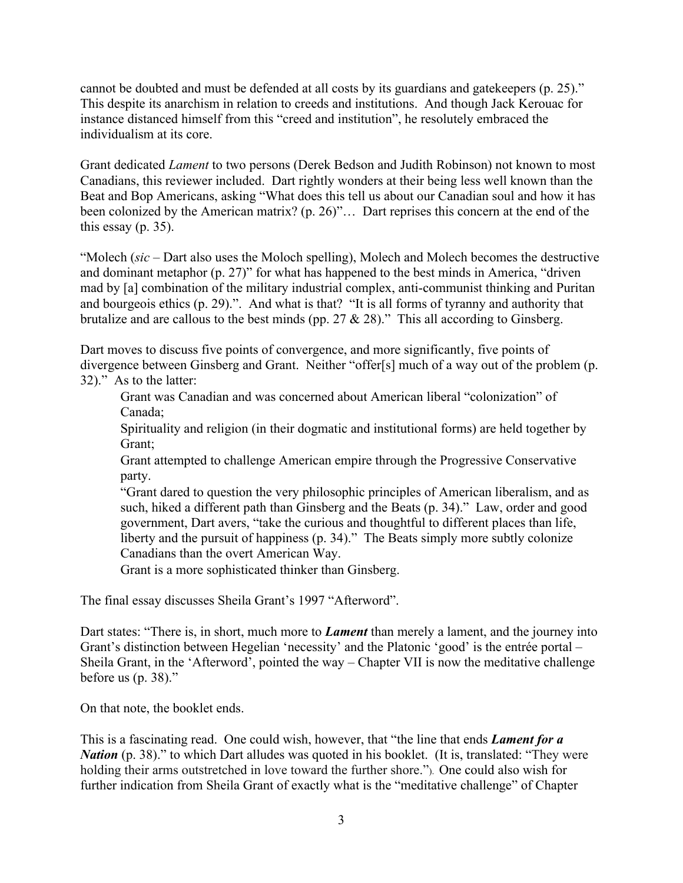cannot be doubted and must be defended at all costs by its guardians and gatekeepers (p. 25)." This despite its anarchism in relation to creeds and institutions. And though Jack Kerouac for instance distanced himself from this "creed and institution", he resolutely embraced the individualism at its core.

Grant dedicated *Lament* to two persons (Derek Bedson and Judith Robinson) not known to most Canadians, this reviewer included. Dart rightly wonders at their being less well known than the Beat and Bop Americans, asking "What does this tell us about our Canadian soul and how it has been colonized by the American matrix? (p. 26)"… Dart reprises this concern at the end of the this essay (p. 35).

"Molech (*sic* – Dart also uses the Moloch spelling), Molech and Molech becomes the destructive and dominant metaphor (p. 27)" for what has happened to the best minds in America, "driven mad by [a] combination of the military industrial complex, anti-communist thinking and Puritan and bourgeois ethics (p. 29).". And what is that? "It is all forms of tyranny and authority that brutalize and are callous to the best minds (pp. 27 & 28)." This all according to Ginsberg.

Dart moves to discuss five points of convergence, and more significantly, five points of divergence between Ginsberg and Grant. Neither "offer[s] much of a way out of the problem (p. 32)." As to the latter:

> Grant was Canadian and was concerned about American liberal "colonization" of Canada;
>
> Spirituality and religion (in their dogmatic and institutional forms) are held together by Grant;
>
> Grant attempted to challenge American empire through the Progressive Conservative party.
>
> "Grant dared to question the very philosophic principles of American liberalism, and as such, hiked a different path than Ginsberg and the Beats (p. 34)." Law, order and good government, Dart avers, "take the curious and thoughtful to different places than life, liberty and the pursuit of happiness (p. 34)." The Beats simply more subtly colonize Canadians than the overt American Way.
>
> Grant is a more sophisticated thinker than Ginsberg.

The final essay discusses Sheila Grant's 1997 "Afterword".

Dart states: "There is, in short, much more to ***Lament*** than merely a lament, and the journey into Grant's distinction between Hegelian 'necessity' and the Platonic 'good' is the entrée portal – Sheila Grant, in the 'Afterword', pointed the way – Chapter VII is now the meditative challenge before us (p. 38)."

On that note, the booklet ends.

This is a fascinating read. One could wish, however, that "the line that ends ***Lament for a Nation*** (p. 38)." to which Dart alludes was quoted in his booklet. (It is, translated: "They were holding their arms outstretched in love toward the further shore."). One could also wish for further indication from Sheila Grant of exactly what is the "meditative challenge" of Chapter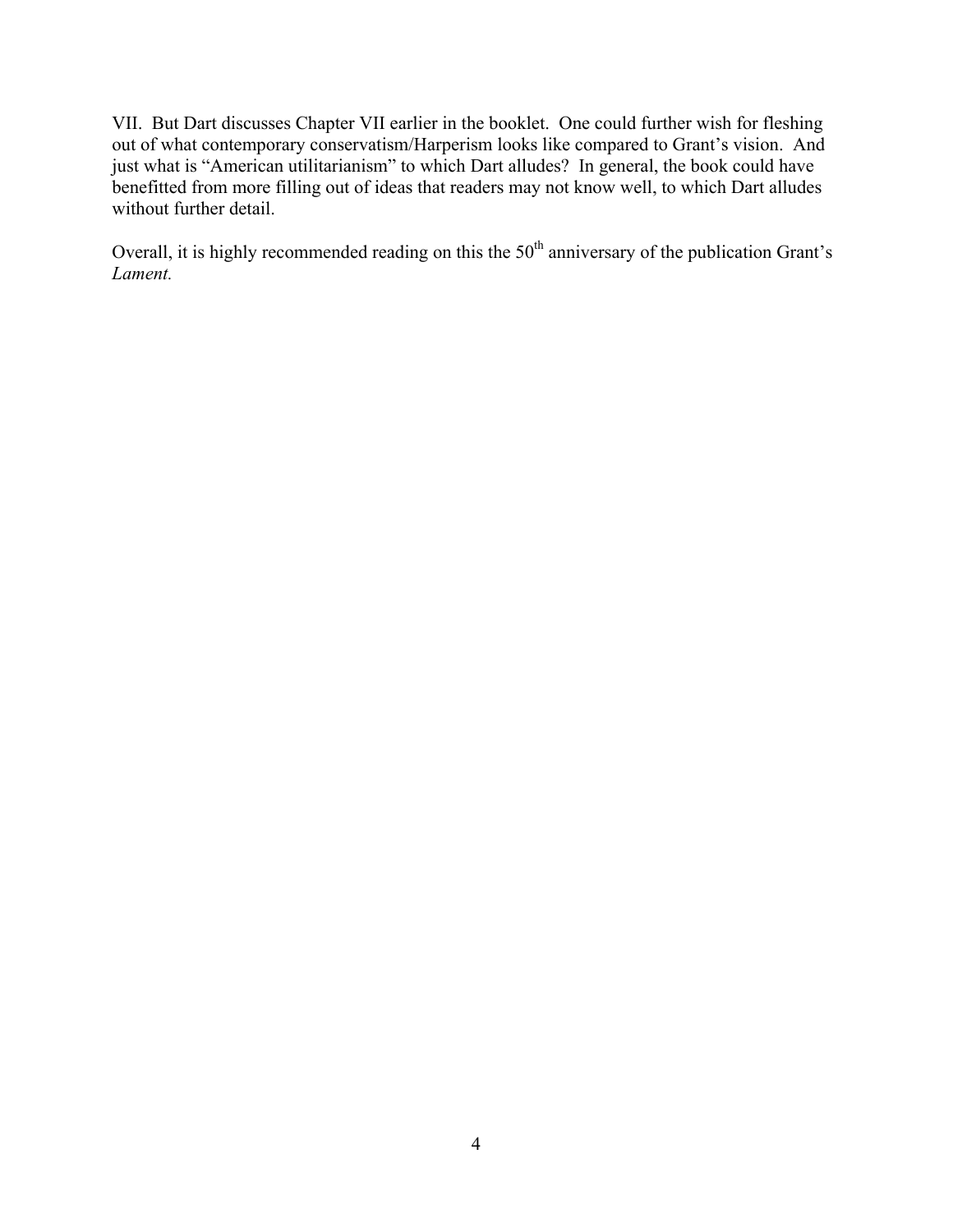VII. But Dart discusses Chapter VII earlier in the booklet. One could further wish for fleshing out of what contemporary conservatism/Harperism looks like compared to Grant's vision. And just what is "American utilitarianism" to which Dart alludes? In general, the book could have benefitted from more filling out of ideas that readers may not know well, to which Dart alludes without further detail.

Overall, it is highly recommended reading on this the 50th anniversary of the publication Grant's *Lament.*